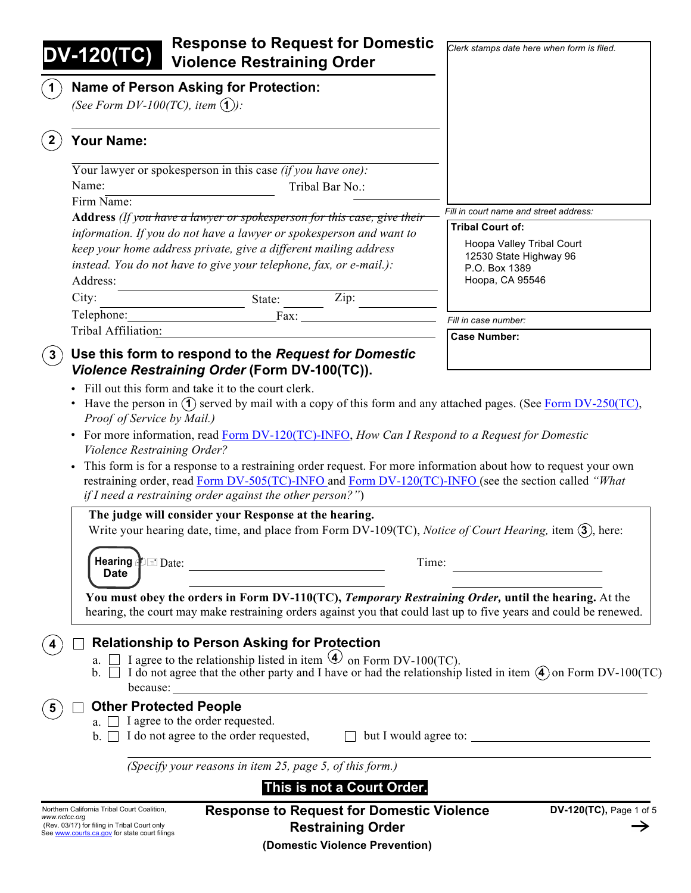# DV-120(TC) Response to Request for Domestic Violence Restraining Order

*Clerk stamps date here when form is filed.*

*Fill in court name and street address:*

**Tribal Court of:**

Hoopa Valley Tribal Court
12530 State Highway 96
P.O. Box 1389
Hoopa, CA 95546

*Fill in case number:*

**Case Number:**

## 1 Name of Person Asking for Protection:

*(See Form DV-100(TC), item 1):*

## 2 Your Name:

Your lawyer or spokesperson in this case *(if you have one)*:

Name: Tribal Bar No.:

Firm Name:

**Address** *(If you have a lawyer or spokesperson for this case, give their information. If you do not have a lawyer or spokesperson and want to keep your home address private, give a different mailing address instead. You do not have to give your telephone, fax, or e-mail.)*:

Address:

City: State: Zip:

Telephone: Fax:

Tribal Affiliation:

## 3 Use this form to respond to the *Request for Domestic Violence Restraining Order* (Form DV-100(TC)).

- Fill out this form and take it to the court clerk.
- Have the person in 1 served by mail with a copy of this form and any attached pages. (See Form DV-250(TC), *Proof of Service by Mail.)*
- For more information, read Form DV-120(TC)-INFO, *How Can I Respond to a Request for Domestic Violence Restraining Order?*
- This form is for a response to a restraining order request. For more information about how to request your own restraining order, read Form DV-505(TC)-INFO and Form DV-120(TC)-INFO (see the section called *"What if I need a restraining order against the other person?"*)

**The judge will consider your Response at the hearing.**
Write your hearing date, time, and place from Form DV-109(TC), *Notice of Court Hearing,* item 3, here:

**Hearing Date** Date: Time:

**You must obey the orders in Form DV-110(TC), *Temporary Restraining Order,* until the hearing.** At the hearing, the court may make restraining orders against you that could last up to five years and could be renewed.

## 4 ☐ Relationship to Person Asking for Protection

a. ☐ I agree to the relationship listed in item 4 on Form DV-100(TC).
b. ☐ I do not agree that the other party and I have or had the relationship listed in item 4 on Form DV-100(TC) because:

## 5 ☐ Other Protected People

a. ☐ I agree to the order requested.
b. ☐ I do not agree to the order requested, ☐ but I would agree to:

*(Specify your reasons in item 25, page 5, of this form.)*

**This is not a Court Order.**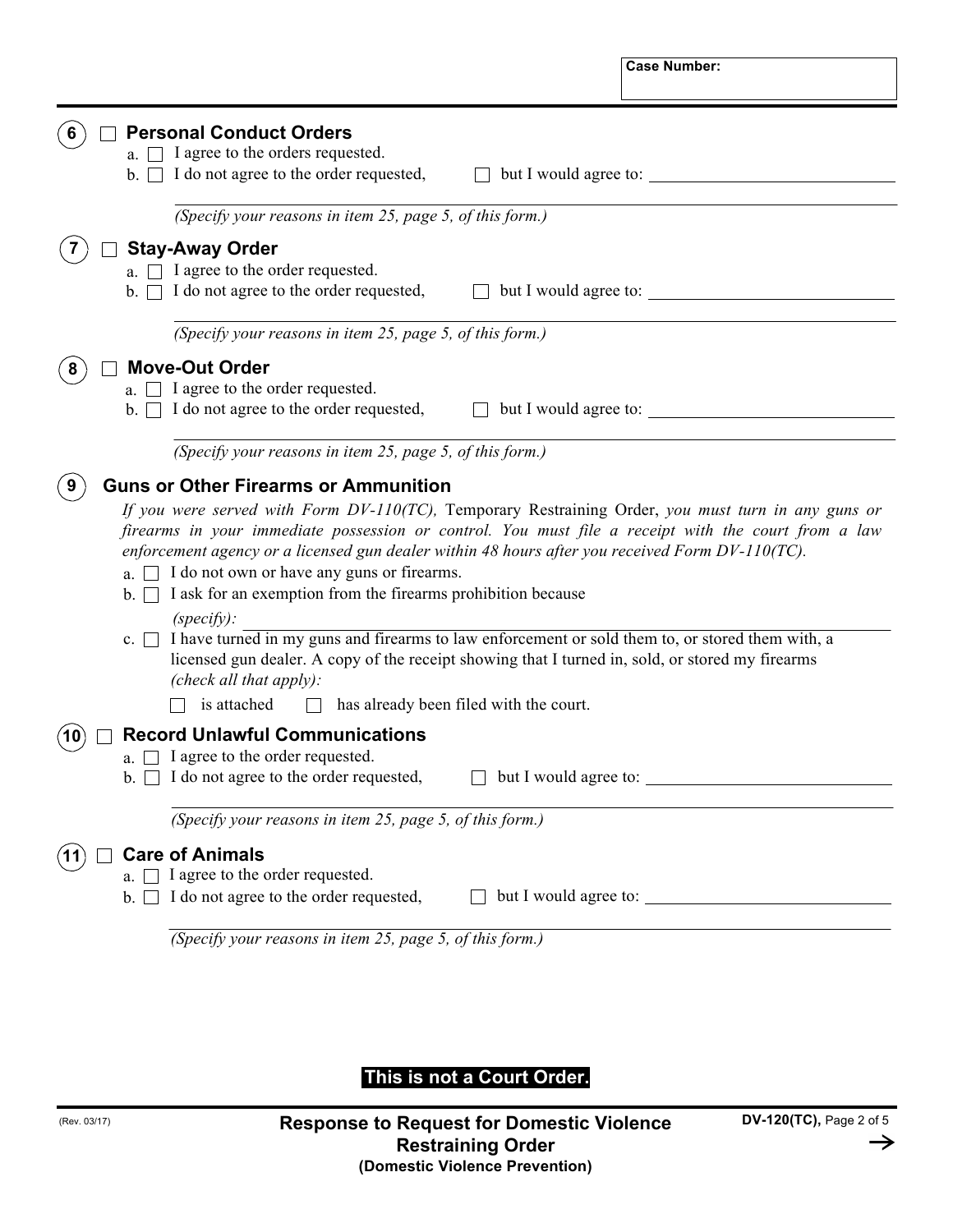Case Number:

**6** ☐ **Personal Conduct Orders**

a. ☐ I agree to the orders requested.

b. ☐ I do not agree to the order requested, ☐ but I would agree to: ____________________

*(Specify your reasons in item 25, page 5, of this form.)*

**7** ☐ **Stay-Away Order**

a. ☐ I agree to the order requested.

b. ☐ I do not agree to the order requested, ☐ but I would agree to: ____________________

*(Specify your reasons in item 25, page 5, of this form.)*

**8** ☐ **Move-Out Order**

a. ☐ I agree to the order requested.

b. ☐ I do not agree to the order requested, ☐ but I would agree to: ____________________

*(Specify your reasons in item 25, page 5, of this form.)*

**9** **Guns or Other Firearms or Ammunition**

*If you were served with Form DV-110(TC),* Temporary Restraining Order, *you must turn in any guns or firearms in your immediate possession or control. You must file a receipt with the court from a law enforcement agency or a licensed gun dealer within 48 hours after you received Form DV-110(TC).*

a. ☐ I do not own or have any guns or firearms.

b. ☐ I ask for an exemption from the firearms prohibition because *(specify):* ____________________

c. ☐ I have turned in my guns and firearms to law enforcement or sold them to, or stored them with, a licensed gun dealer. A copy of the receipt showing that I turned in, sold, or stored my firearms *(check all that apply):*

☐ is attached ☐ has already been filed with the court.

**10** ☐ **Record Unlawful Communications**

a. ☐ I agree to the order requested.

b. ☐ I do not agree to the order requested, ☐ but I would agree to: ____________________

*(Specify your reasons in item 25, page 5, of this form.)*

**11** ☐ **Care of Animals**

a. ☐ I agree to the order requested.

b. ☐ I do not agree to the order requested, ☐ but I would agree to: ____________________

*(Specify your reasons in item 25, page 5, of this form.)*

**This is not a Court Order.**

(Rev. 03/17) **Response to Request for Domestic Violence Restraining Order (Domestic Violence Prevention)** **DV-120(TC),**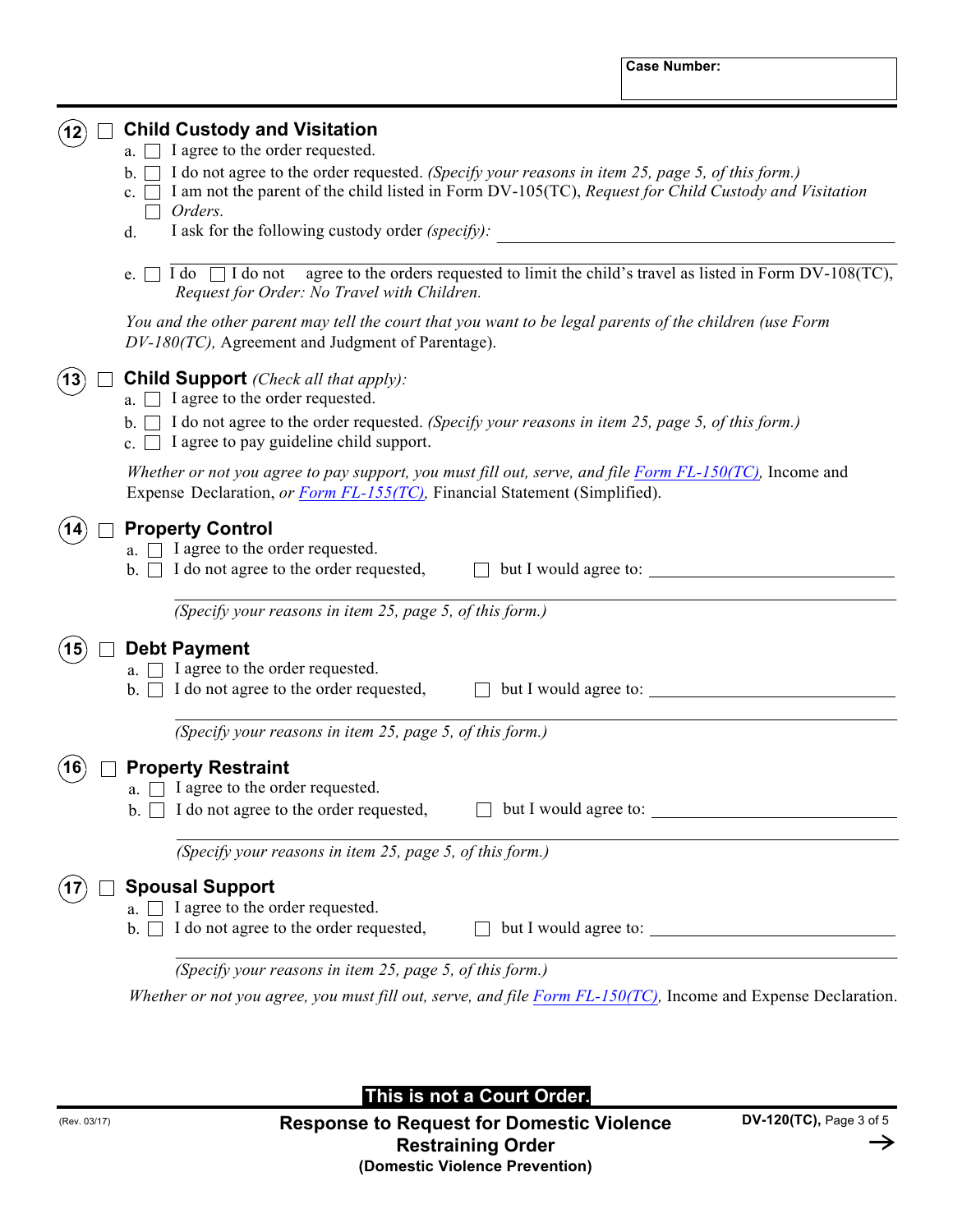Case Number:

## 12 ☐ Child Custody and Visitation

a. ☐ I agree to the order requested.

b. ☐ I do not agree to the order requested. *(Specify your reasons in item 25, page 5, of this form.)*

c. ☐ I am not the parent of the child listed in Form DV-105(TC), *Request for Child Custody and Visitation* ☐ *Orders.*

d. I ask for the following custody order *(specify)*: ______________________________

e. ☐ I do ☐ I do not agree to the orders requested to limit the child's travel as listed in Form DV-108(TC), *Request for Order: No Travel with Children.*

*You and the other parent may tell the court that you want to be legal parents of the children (use Form DV-180(TC),* Agreement and Judgment of Parentage).

## 13 ☐ Child Support *(Check all that apply):*

a. ☐ I agree to the order requested.

b. ☐ I do not agree to the order requested. *(Specify your reasons in item 25, page 5, of this form.)*

c. ☐ I agree to pay guideline child support.

*Whether or not you agree to pay support, you must fill out, serve, and file Form FL-150(TC),* Income and Expense Declaration, *or Form FL-155(TC),* Financial Statement (Simplified).

## 14 ☐ Property Control

a. ☐ I agree to the order requested.

b. ☐ I do not agree to the order requested, ☐ but I would agree to: ______________________________

*(Specify your reasons in item 25, page 5, of this form.)*

## 15 ☐ Debt Payment

a. ☐ I agree to the order requested.

b. ☐ I do not agree to the order requested, ☐ but I would agree to: ______________________________

*(Specify your reasons in item 25, page 5, of this form.)*

## 16 ☐ Property Restraint

a. ☐ I agree to the order requested.

b. ☐ I do not agree to the order requested, ☐ but I would agree to: ______________________________

*(Specify your reasons in item 25, page 5, of this form.)*

## 17 ☐ Spousal Support

a. ☐ I agree to the order requested.

b. ☐ I do not agree to the order requested, ☐ but I would agree to: ______________________________

*(Specify your reasons in item 25, page 5, of this form.)*

*Whether or not you agree, you must fill out, serve, and file Form FL-150(TC),* Income and Expense Declaration.

**This is not a Court Order.**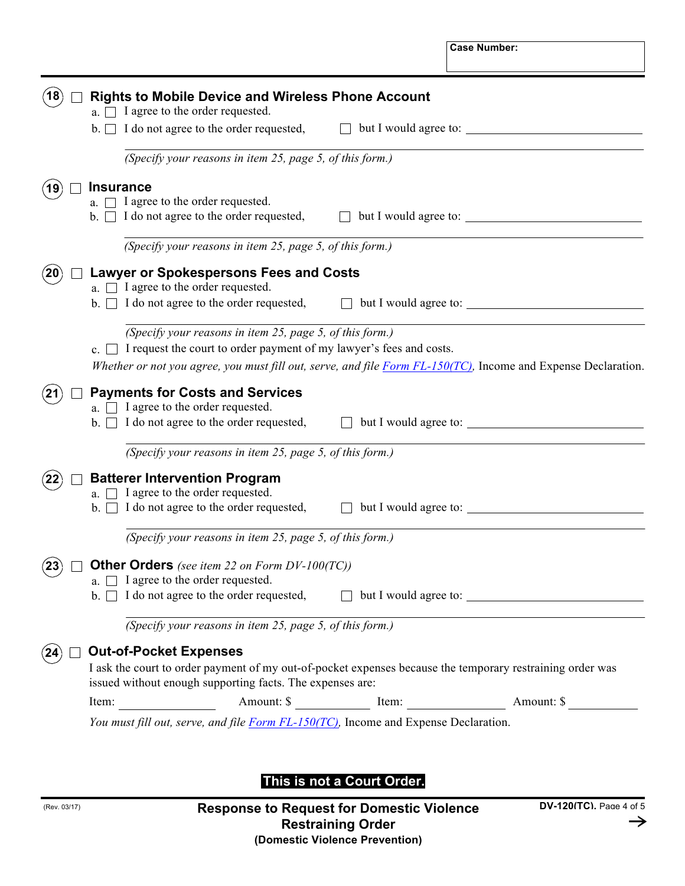Case Number:

## 18 ☐ Rights to Mobile Device and Wireless Phone Account

a. ☐ I agree to the order requested.

b. ☐ I do not agree to the order requested, ☐ but I would agree to: ______________________

*(Specify your reasons in item 25, page 5, of this form.)*

## 19 ☐ Insurance

a. ☐ I agree to the order requested.

b. ☐ I do not agree to the order requested, ☐ but I would agree to: ______________________

*(Specify your reasons in item 25, page 5, of this form.)*

## 20 ☐ Lawyer or Spokespersons Fees and Costs

a. ☐ I agree to the order requested.

b. ☐ I do not agree to the order requested, ☐ but I would agree to: ______________________

*(Specify your reasons in item 25, page 5, of this form.)*

c. ☐ I request the court to order payment of my lawyer's fees and costs.

*Whether or not you agree, you must fill out, serve, and file Form FL-150(TC),* Income and Expense Declaration.

## 21 ☐ Payments for Costs and Services

a. ☐ I agree to the order requested.

b. ☐ I do not agree to the order requested, ☐ but I would agree to: ______________________

*(Specify your reasons in item 25, page 5, of this form.)*

## 22 ☐ Batterer Intervention Program

a. ☐ I agree to the order requested.

b. ☐ I do not agree to the order requested, ☐ but I would agree to: ______________________

*(Specify your reasons in item 25, page 5, of this form.)*

## 23 ☐ Other Orders *(see item 22 on Form DV-100(TC))*

a. ☐ I agree to the order requested.

b. ☐ I do not agree to the order requested, ☐ but I would agree to: ______________________

*(Specify your reasons in item 25, page 5, of this form.)*

## 24 ☐ Out-of-Pocket Expenses

I ask the court to order payment of my out-of-pocket expenses because the temporary restraining order was issued without enough supporting facts. The expenses are:

Item: ____________ Amount: $ __________ Item: ____________ Amount: $ __________

*You must fill out, serve, and file Form FL-150(TC),* Income and Expense Declaration.

**This is not a Court Order.**

(Rev. 03/17)

**Response to Request for Domestic Violence Restraining Order**
**(Domestic Violence Prevention)**

**DV-120(TC)**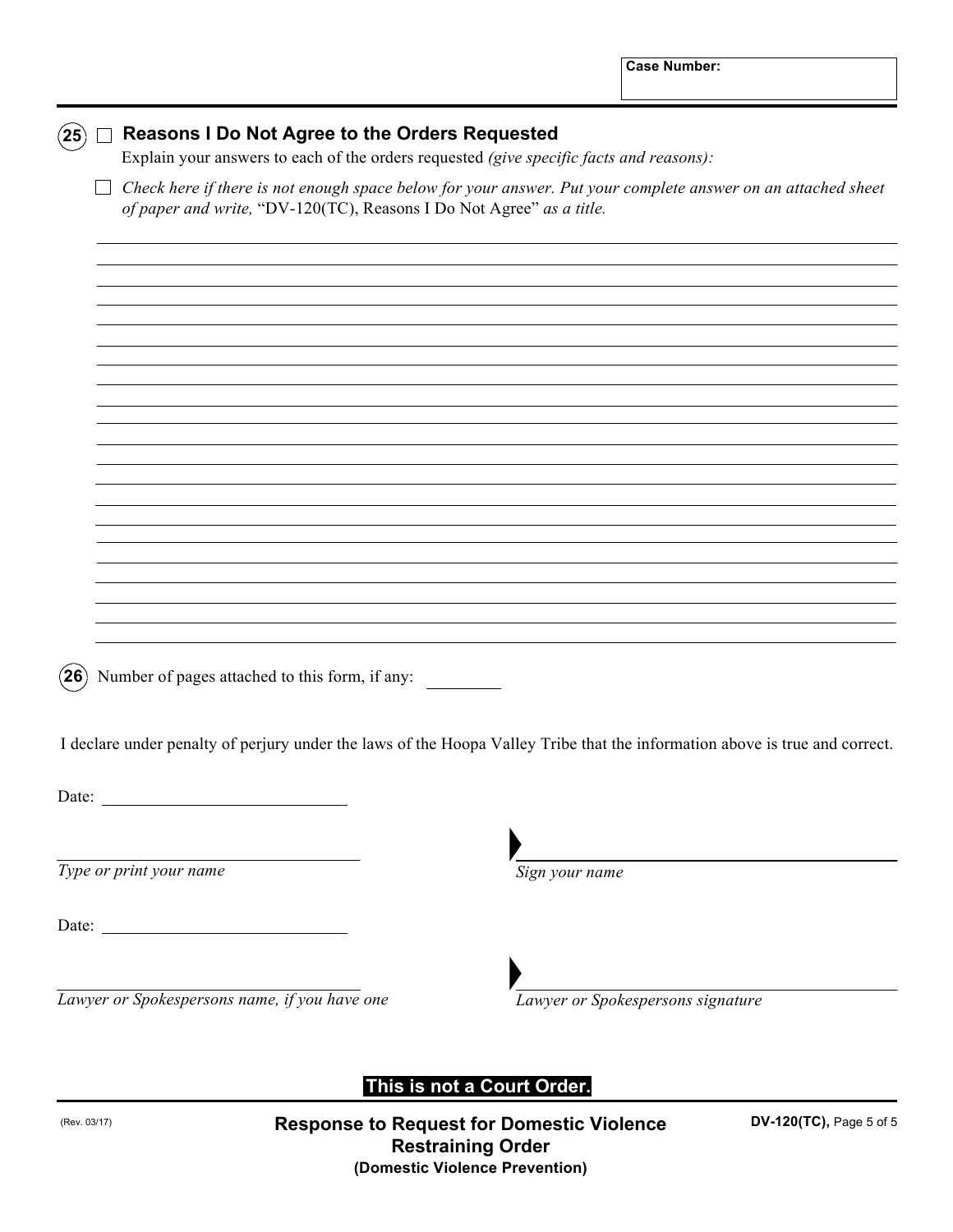Case Number:

**25** ☐ **Reasons I Do Not Agree to the Orders Requested**

Explain your answers to each of the orders requested *(give specific facts and reasons):*

☐ *Check here if there is not enough space below for your answer. Put your complete answer on an attached sheet of paper and write,* "DV-120(TC), Reasons I Do Not Agree" *as a title.*

**26** Number of pages attached to this form, if any: ________

I declare under penalty of perjury under the laws of the Hoopa Valley Tribe that the information above is true and correct.

Date: ____________________________

____________________________
*Type or print your name*

____________________________
*Sign your name*

Date: ____________________________

____________________________
*Lawyer or Spokespersons name, if you have one*

____________________________
*Lawyer or Spokespersons signature*

**This is not a Court Order.**

(Rev. 03/17)

**Response to Request for Domestic Violence Restraining Order**
**(Domestic Violence Prevention)**

**DV-120(TC),** Page 5 of 5